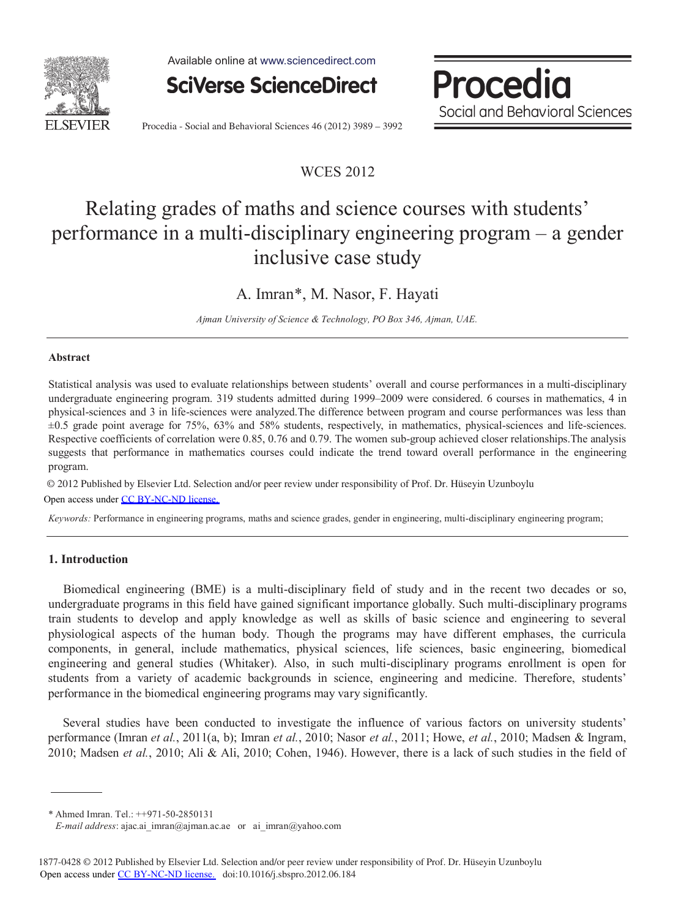WCES 2012

# Relating grades of maths and science courses with students' performance in a multi-disciplinary engineering program – a gender inclusive case study

A. Imran*, M. Nasor, F. Hayati

*Ajman University of Science & Technology, PO Box 346, Ajman, UAE.*

## Abstract

Statistical analysis was used to evaluate relationships between students' overall and course performances in a multi-disciplinary undergraduate engineering program. 319 students admitted during 1999–2009 were considered. 6 courses in mathematics, 4 in physical-sciences and 3 in life-sciences were analyzed.The difference between program and course performances was less than ±0.5 grade point average for 75%, 63% and 58% students, respectively, in mathematics, physical-sciences and life-sciences. Respective coefficients of correlation were 0.85, 0.76 and 0.79. The women sub-group achieved closer relationships.The analysis suggests that performance in mathematics courses could indicate the trend toward overall performance in the engineering program.

© 2012 Published by Elsevier Ltd. Selection and/or peer review under responsibility of Prof. Dr. Hüseyin Uzunboylu
Open access under CC BY-NC-ND license.

*Keywords:* Performance in engineering programs, maths and science grades, gender in engineering, multi-disciplinary engineering program;

## 1. Introduction

Biomedical engineering (BME) is a multi-disciplinary field of study and in the recent two decades or so, undergraduate programs in this field have gained significant importance globally. Such multi-disciplinary programs train students to develop and apply knowledge as well as skills of basic science and engineering to several physiological aspects of the human body. Though the programs may have different emphases, the curricula components, in general, include mathematics, physical sciences, life sciences, basic engineering, biomedical engineering and general studies (Whitaker). Also, in such multi-disciplinary programs enrollment is open for students from a variety of academic backgrounds in science, engineering and medicine. Therefore, students' performance in the biomedical engineering programs may vary significantly.

Several studies have been conducted to investigate the influence of various factors on university students' performance (Imran *et al.*, 2011(a, b); Imran *et al.*, 2010; Nasor *et al.*, 2011; Howe, *et al.*, 2010; Madsen & Ingram, 2010; Madsen *et al.*, 2010; Ali & Ali, 2010; Cohen, 1946). However, there is a lack of such studies in the field of

\* Ahmed Imran. Tel.: ++971-50-2850131
*E-mail address*: ajac.ai_imran@ajman.ac.ae or ai_imran@yahoo.com

1877-0428 © 2012 Published by Elsevier Ltd. Selection and/or peer review under responsibility of Prof. Dr. Hüseyin Uzunboylu
Open access under CC BY-NC-ND license. doi:10.1016/j.sbspro.2012.06.184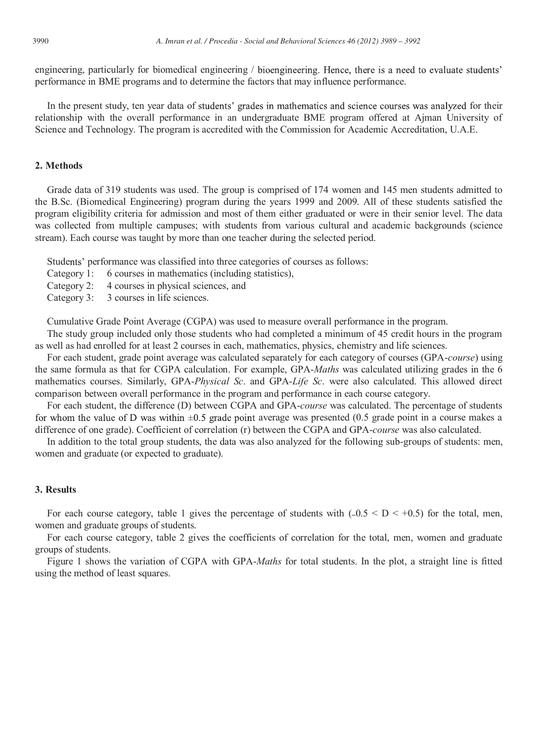engineering, particularly for biomedical engineering / bioengineering. Hence, there is a need to evaluate students' performance in BME programs and to determine the factors that may influence performance.

In the present study, ten year data of students' grades in mathematics and science courses was analyzed for their relationship with the overall performance in an undergraduate BME program offered at Ajman University of Science and Technology. The program is accredited with the Commission for Academic Accreditation, U.A.E.

## 2. Methods

Grade data of 319 students was used. The group is comprised of 174 women and 145 men students admitted to the B.Sc. (Biomedical Engineering) program during the years 1999 and 2009. All of these students satisfied the program eligibility criteria for admission and most of them either graduated or were in their senior level. The data was collected from multiple campuses; with students from various cultural and academic backgrounds (science stream). Each course was taught by more than one teacher during the selected period.

Students' performance was classified into three categories of courses as follows:

Category 1: 6 courses in mathematics (including statistics),
Category 2: 4 courses in physical sciences, and
Category 3: 3 courses in life sciences.

Cumulative Grade Point Average (CGPA) was used to measure overall performance in the program.

The study group included only those students who had completed a minimum of 45 credit hours in the program as well as had enrolled for at least 2 courses in each, mathematics, physics, chemistry and life sciences.

For each student, grade point average was calculated separately for each category of courses (GPA-*course*) using the same formula as that for CGPA calculation. For example, GPA-*Maths* was calculated utilizing grades in the 6 mathematics courses. Similarly, GPA-*Physical Sc*. and GPA-*Life Sc*. were also calculated. This allowed direct comparison between overall performance in the program and performance in each course category.

For each student, the difference (D) between CGPA and GPA-*course* was calculated. The percentage of students for whom the value of D was within $\pm 0.5$ grade point average was presented (0.5 grade point in a course makes a difference of one grade). Coefficient of correlation (r) between the CGPA and GPA-*course* was also calculated.

In addition to the total group students, the data was also analyzed for the following sub-groups of students: men, women and graduate (or expected to graduate).

## 3. Results

For each course category, table 1 gives the percentage of students with ($-0.5 < D < +0.5$) for the total, men, women and graduate groups of students.

For each course category, table 2 gives the coefficients of correlation for the total, men, women and graduate groups of students.

Figure 1 shows the variation of CGPA with GPA-*Maths* for total students. In the plot, a straight line is fitted using the method of least squares.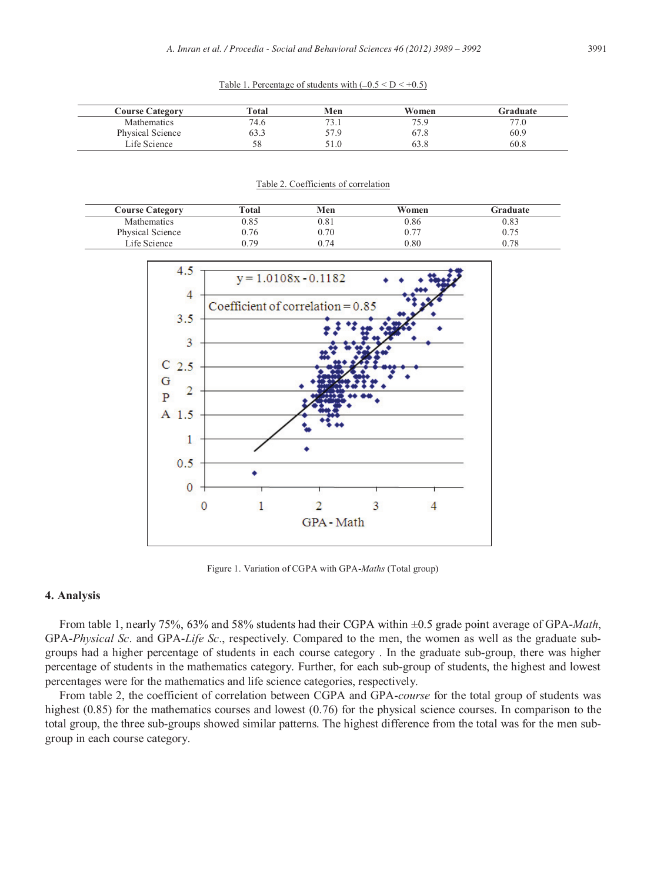Table 1. Percentage of students with (–0.5 < D < +0.5)

| Course Category | Total | Men | Women | Graduate |
|---|---|---|---|---|
| Mathematics | 74.6 | 73.1 | 75.9 | 77.0 |
| Physical Science | 63.3 | 57.9 | 67.8 | 60.9 |
| Life Science | 58 | 51.0 | 63.8 | 60.8 |

Table 2. Coefficients of correlation

| Course Category | Total | Men | Women | Graduate |
|---|---|---|---|---|
| Mathematics | 0.85 | 0.81 | 0.86 | 0.83 |
| Physical Science | 0.76 | 0.70 | 0.77 | 0.75 |
| Life Science | 0.79 | 0.74 | 0.80 | 0.78 |

Figure 1. Variation of CGPA with GPA-*Maths* (Total group)

## 4. Analysis

From table 1, nearly 75%, 63% and 58% students had their CGPA within ±0.5 grade point average of GPA-*Math*, GPA-*Physical Sc*. and GPA-*Life Sc*., respectively. Compared to the men, the women as well as the graduate sub-groups had a higher percentage of students in each course category . In the graduate sub-group, there was higher percentage of students in the mathematics category. Further, for each sub-group of students, the highest and lowest percentages were for the mathematics and life science categories, respectively.

From table 2, the coefficient of correlation between CGPA and GPA-*course* for the total group of students was highest (0.85) for the mathematics courses and lowest (0.76) for the physical science courses. In comparison to the total group, the three sub-groups showed similar patterns. The highest difference from the total was for the men sub-group in each course category.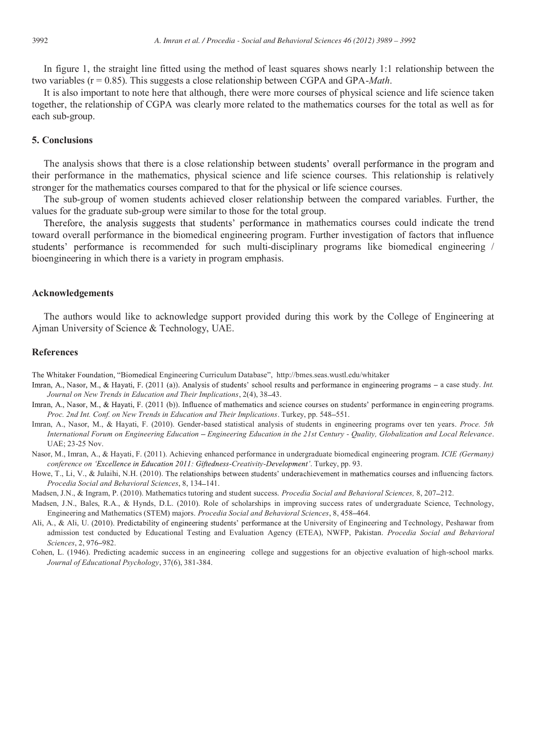In figure 1, the straight line fitted using the method of least squares shows nearly 1:1 relationship between the two variables ($r = 0.85$). This suggests a close relationship between CGPA and GPA-*Math*.

It is also important to note here that although, there were more courses of physical science and life science taken together, the relationship of CGPA was clearly more related to the mathematics courses for the total as well as for each sub-group.

## 5. Conclusions

The analysis shows that there is a close relationship between students' overall performance in the program and their performance in the mathematics, physical science and life science courses. This relationship is relatively stronger for the mathematics courses compared to that for the physical or life science courses.

The sub-group of women students achieved closer relationship between the compared variables. Further, the values for the graduate sub-group were similar to those for the total group.

Therefore, the analysis suggests that students' performance in mathematics courses could indicate the trend toward overall performance in the biomedical engineering program. Further investigation of factors that influence students' performance is recommended for such multi-disciplinary programs like biomedical engineering / bioengineering in which there is a variety in program emphasis.

## Acknowledgements

The authors would like to acknowledge support provided during this work by the College of Engineering at Ajman University of Science & Technology, UAE.

## References

The Whitaker Foundation, "Biomedical Engineering Curriculum Database", http://bmes.seas.wustl.edu/whitaker

Imran, A., Nasor, M., & Hayati, F. (2011 (a)). Analysis of students' school results and performance in engineering programs – a case study. *Int. Journal on New Trends in Education and Their Implications*, 2(4), 38–43.

Imran, A., Nasor, M., & Hayati, F. (2011 (b)). Influence of mathematics and science courses on students' performance in engineering programs. *Proc. 2nd Int. Conf. on New Trends in Education and Their Implications*. Turkey, pp. 548–551.

Imran, A., Nasor, M., & Hayati, F. (2010). Gender-based statistical analysis of students in engineering programs over ten years. *Proce. 5th International Forum on Engineering Education – Engineering Education in the 21st Century - Quality, Globalization and Local Relevance*. UAE; 23-25 Nov.

Nasor, M., Imran, A., & Hayati, F. (2011). Achieving enhanced performance in undergraduate biomedical engineering program. *ICIE (Germany) conference on 'Excellence in Education 2011: Giftedness-Creativity-Development'*. Turkey, pp. 93.

Howe, T., Li, V., & Julaihi, N.H. (2010). The relationships between students' underachievement in mathematics courses and influencing factors. *Procedia Social and Behavioral Sciences*, 8, 134–141.

Madsen, J.N., & Ingram, P. (2010). Mathematics tutoring and student success. *Procedia Social and Behavioral Sciences,* 8, 207–212.

Madsen, J.N., Bales, R.A., & Hynds, D.L. (2010). Role of scholarships in improving success rates of undergraduate Science, Technology, Engineering and Mathematics (STEM) majors. *Procedia Social and Behavioral Sciences*, 8, 458–464.

Ali, A., & Ali, U. (2010). Predictability of engineering students' performance at the University of Engineering and Technology, Peshawar from admission test conducted by Educational Testing and Evaluation Agency (ETEA), NWFP, Pakistan. *Procedia Social and Behavioral Sciences*, 2, 976–982.

Cohen, L. (1946). Predicting academic success in an engineering college and suggestions for an objective evaluation of high-school marks. *Journal of Educational Psychology*, 37(6), 381-384.